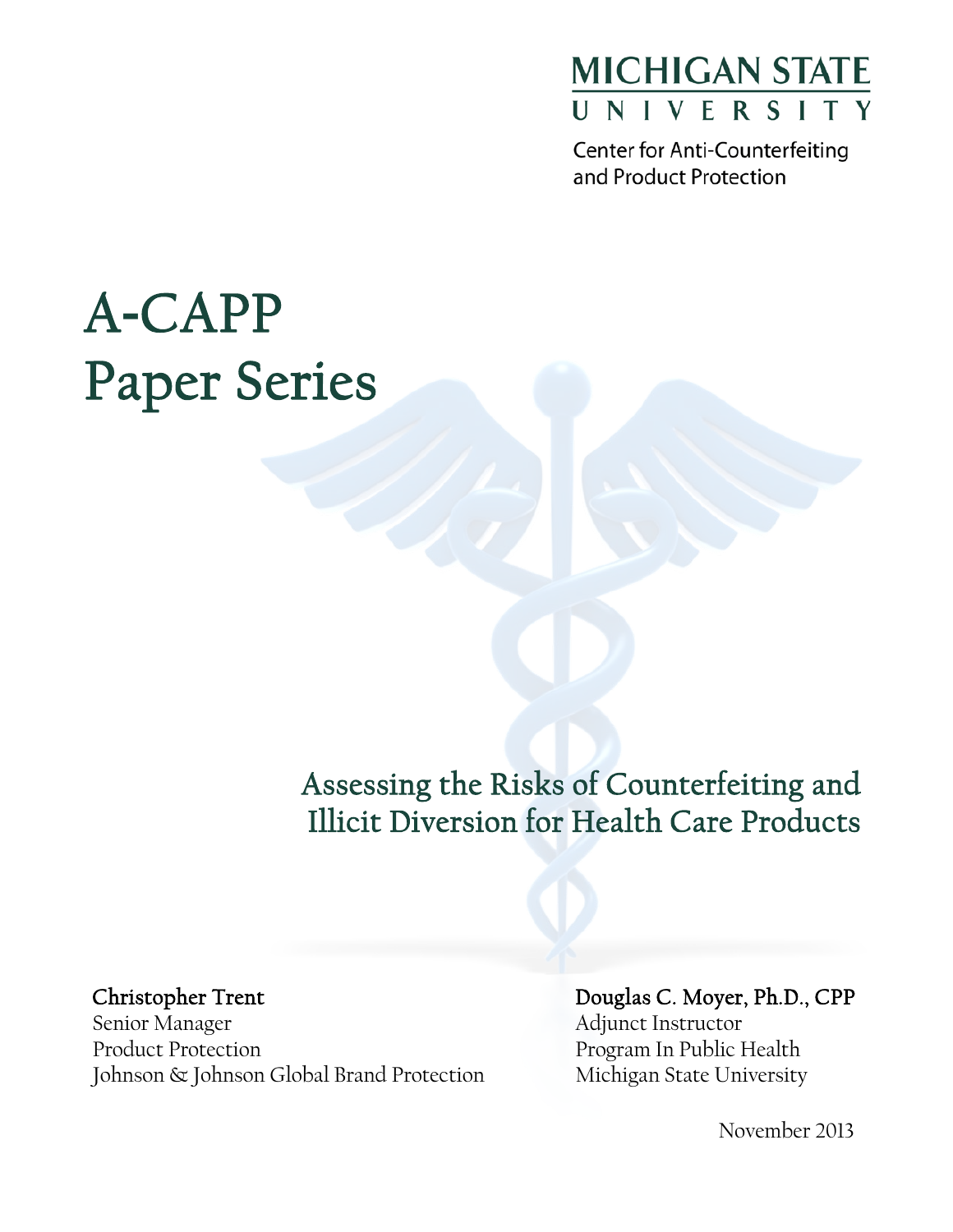MICHIGAN STATE UNIVERSITY

Center for Anti-Counterfeiting and Product Protection

# A-CAPP Paper Series

## Assessing the Risks of Counterfeiting and Illicit Diversion for Health Care Products

**Christopher Trent**
Senior Manager
Product Protection
Johnson & Johnson Global Brand Protection

**Douglas C. Moyer, Ph.D., CPP**
Adjunct Instructor
Program In Public Health
Michigan State University

November 2013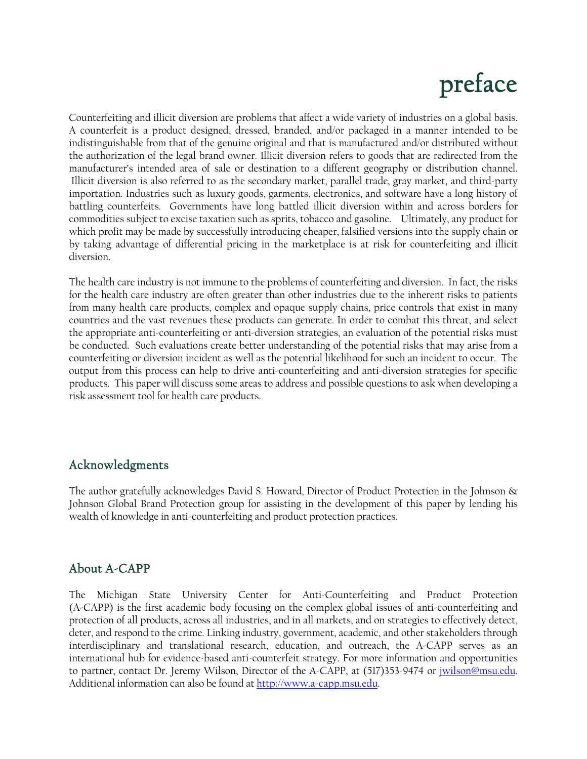# preface

Counterfeiting and illicit diversion are problems that affect a wide variety of industries on a global basis. A counterfeit is a product designed, dressed, branded, and/or packaged in a manner intended to be indistinguishable from that of the genuine original and that is manufactured and/or distributed without the authorization of the legal brand owner. Illicit diversion refers to goods that are redirected from the manufacturer's intended area of sale or destination to a different geography or distribution channel. Illicit diversion is also referred to as the secondary market, parallel trade, gray market, and third-party importation. Industries such as luxury goods, garments, electronics, and software have a long history of battling counterfeits. Governments have long battled illicit diversion within and across borders for commodities subject to excise taxation such as sprits, tobacco and gasoline. Ultimately, any product for which profit may be made by successfully introducing cheaper, falsified versions into the supply chain or by taking advantage of differential pricing in the marketplace is at risk for counterfeiting and illicit diversion.

The health care industry is not immune to the problems of counterfeiting and diversion. In fact, the risks for the health care industry are often greater than other industries due to the inherent risks to patients from many health care products, complex and opaque supply chains, price controls that exist in many countries and the vast revenues these products can generate. In order to combat this threat, and select the appropriate anti-counterfeiting or anti-diversion strategies, an evaluation of the potential risks must be conducted. Such evaluations create better understanding of the potential risks that may arise from a counterfeiting or diversion incident as well as the potential likelihood for such an incident to occur. The output from this process can help to drive anti-counterfeiting and anti-diversion strategies for specific products. This paper will discuss some areas to address and possible questions to ask when developing a risk assessment tool for health care products.

## Acknowledgments

The author gratefully acknowledges David S. Howard, Director of Product Protection in the Johnson & Johnson Global Brand Protection group for assisting in the development of this paper by lending his wealth of knowledge in anti-counterfeiting and product protection practices.

## About A-CAPP

The Michigan State University Center for Anti-Counterfeiting and Product Protection (A-CAPP) is the first academic body focusing on the complex global issues of anti-counterfeiting and protection of all products, across all industries, and in all markets, and on strategies to effectively detect, deter, and respond to the crime. Linking industry, government, academic, and other stakeholders through interdisciplinary and translational research, education, and outreach, the A-CAPP serves as an international hub for evidence-based anti-counterfeit strategy. For more information and opportunities to partner, contact Dr. Jeremy Wilson, Director of the A-CAPP, at (517)353-9474 or [jwilson@msu.edu](mailto:jwilson@msu.edu). Additional information can also be found at [http://www.a-capp.msu.edu](http://www.a-capp.msu.edu).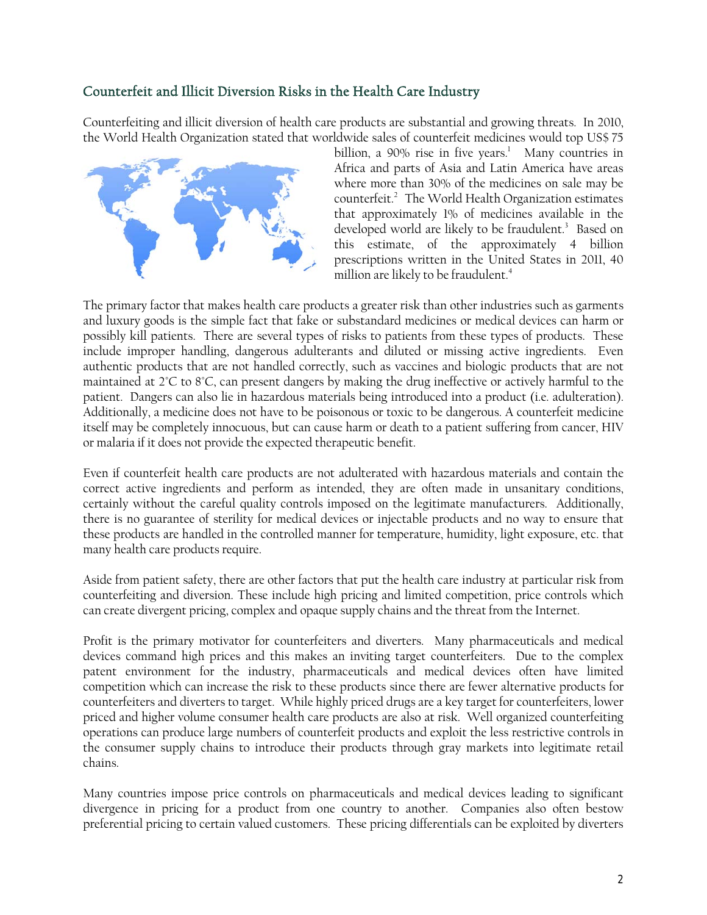## Counterfeit and Illicit Diversion Risks in the Health Care Industry

Counterfeiting and illicit diversion of health care products are substantial and growing threats. In 2010, the World Health Organization stated that worldwide sales of counterfeit medicines would top US$ 75 billion, a 90% rise in five years.[1] Many countries in Africa and parts of Asia and Latin America have areas where more than 30% of the medicines on sale may be counterfeit.[2] The World Health Organization estimates that approximately 1% of medicines available in the developed world are likely to be fraudulent.[3] Based on this estimate, of the approximately 4 billion prescriptions written in the United States in 2011, 40 million are likely to be fraudulent.[4]

The primary factor that makes health care products a greater risk than other industries such as garments and luxury goods is the simple fact that fake or substandard medicines or medical devices can harm or possibly kill patients. There are several types of risks to patients from these types of products. These include improper handling, dangerous adulterants and diluted or missing active ingredients. Even authentic products that are not handled correctly, such as vaccines and biologic products that are not maintained at 2°C to 8°C, can present dangers by making the drug ineffective or actively harmful to the patient. Dangers can also lie in hazardous materials being introduced into a product (i.e. adulteration). Additionally, a medicine does not have to be poisonous or toxic to be dangerous. A counterfeit medicine itself may be completely innocuous, but can cause harm or death to a patient suffering from cancer, HIV or malaria if it does not provide the expected therapeutic benefit.

Even if counterfeit health care products are not adulterated with hazardous materials and contain the correct active ingredients and perform as intended, they are often made in unsanitary conditions, certainly without the careful quality controls imposed on the legitimate manufacturers. Additionally, there is no guarantee of sterility for medical devices or injectable products and no way to ensure that these products are handled in the controlled manner for temperature, humidity, light exposure, etc. that many health care products require.

Aside from patient safety, there are other factors that put the health care industry at particular risk from counterfeiting and diversion. These include high pricing and limited competition, price controls which can create divergent pricing, complex and opaque supply chains and the threat from the Internet.

Profit is the primary motivator for counterfeiters and diverters. Many pharmaceuticals and medical devices command high prices and this makes an inviting target counterfeiters. Due to the complex patent environment for the industry, pharmaceuticals and medical devices often have limited competition which can increase the risk to these products since there are fewer alternative products for counterfeiters and diverters to target. While highly priced drugs are a key target for counterfeiters, lower priced and higher volume consumer health care products are also at risk. Well organized counterfeiting operations can produce large numbers of counterfeit products and exploit the less restrictive controls in the consumer supply chains to introduce their products through gray markets into legitimate retail chains.

Many countries impose price controls on pharmaceuticals and medical devices leading to significant divergence in pricing for a product from one country to another. Companies also often bestow preferential pricing to certain valued customers. These pricing differentials can be exploited by diverters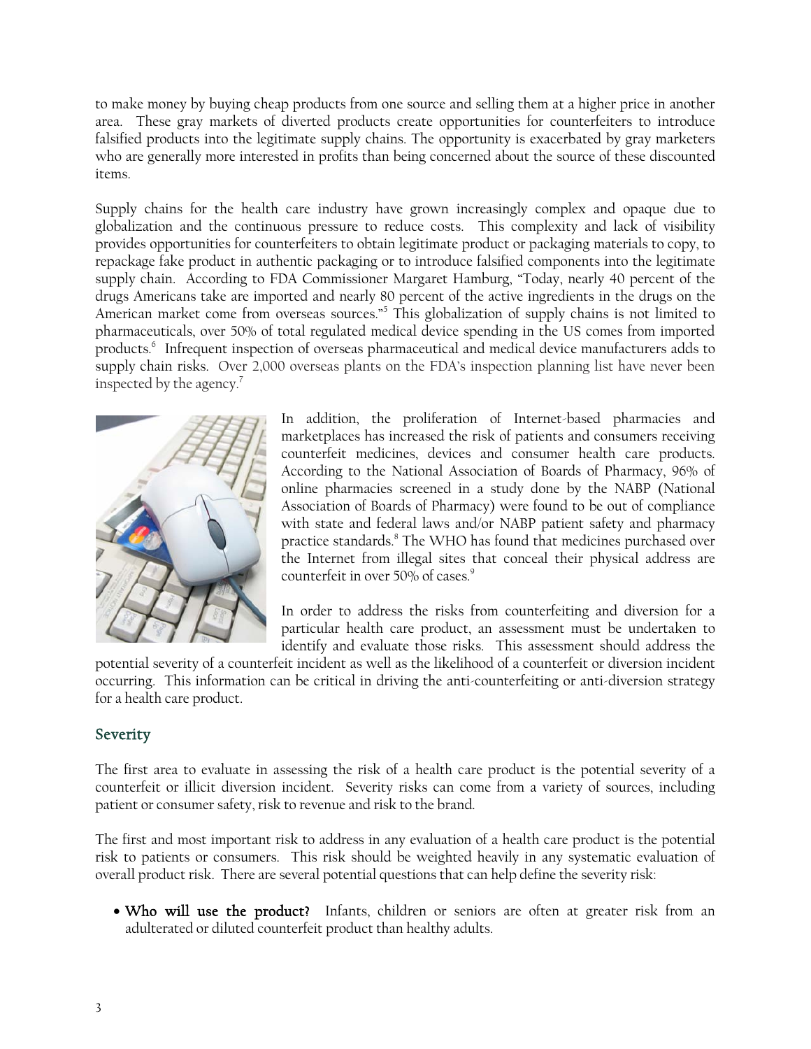to make money by buying cheap products from one source and selling them at a higher price in another area. These gray markets of diverted products create opportunities for counterfeiters to introduce falsified products into the legitimate supply chains. The opportunity is exacerbated by gray marketers who are generally more interested in profits than being concerned about the source of these discounted items.

Supply chains for the health care industry have grown increasingly complex and opaque due to globalization and the continuous pressure to reduce costs. This complexity and lack of visibility provides opportunities for counterfeiters to obtain legitimate product or packaging materials to copy, to repackage fake product in authentic packaging or to introduce falsified components into the legitimate supply chain. According to FDA Commissioner Margaret Hamburg, "Today, nearly 40 percent of the drugs Americans take are imported and nearly 80 percent of the active ingredients in the drugs on the American market come from overseas sources."[5] This globalization of supply chains is not limited to pharmaceuticals, over 50% of total regulated medical device spending in the US comes from imported products.[6] Infrequent inspection of overseas pharmaceutical and medical device manufacturers adds to supply chain risks. Over 2,000 overseas plants on the FDA's inspection planning list have never been inspected by the agency.[7]

In addition, the proliferation of Internet-based pharmacies and marketplaces has increased the risk of patients and consumers receiving counterfeit medicines, devices and consumer health care products. According to the National Association of Boards of Pharmacy, 96% of online pharmacies screened in a study done by the NABP (National Association of Boards of Pharmacy) were found to be out of compliance with state and federal laws and/or NABP patient safety and pharmacy practice standards.[8] The WHO has found that medicines purchased over the Internet from illegal sites that conceal their physical address are counterfeit in over 50% of cases.[9]

In order to address the risks from counterfeiting and diversion for a particular health care product, an assessment must be undertaken to identify and evaluate those risks. This assessment should address the potential severity of a counterfeit incident as well as the likelihood of a counterfeit or diversion incident occurring. This information can be critical in driving the anti-counterfeiting or anti-diversion strategy for a health care product.

## Severity

The first area to evaluate in assessing the risk of a health care product is the potential severity of a counterfeit or illicit diversion incident. Severity risks can come from a variety of sources, including patient or consumer safety, risk to revenue and risk to the brand.

The first and most important risk to address in any evaluation of a health care product is the potential risk to patients or consumers. This risk should be weighted heavily in any systematic evaluation of overall product risk. There are several potential questions that can help define the severity risk:

- **Who will use the product?** Infants, children or seniors are often at greater risk from an adulterated or diluted counterfeit product than healthy adults.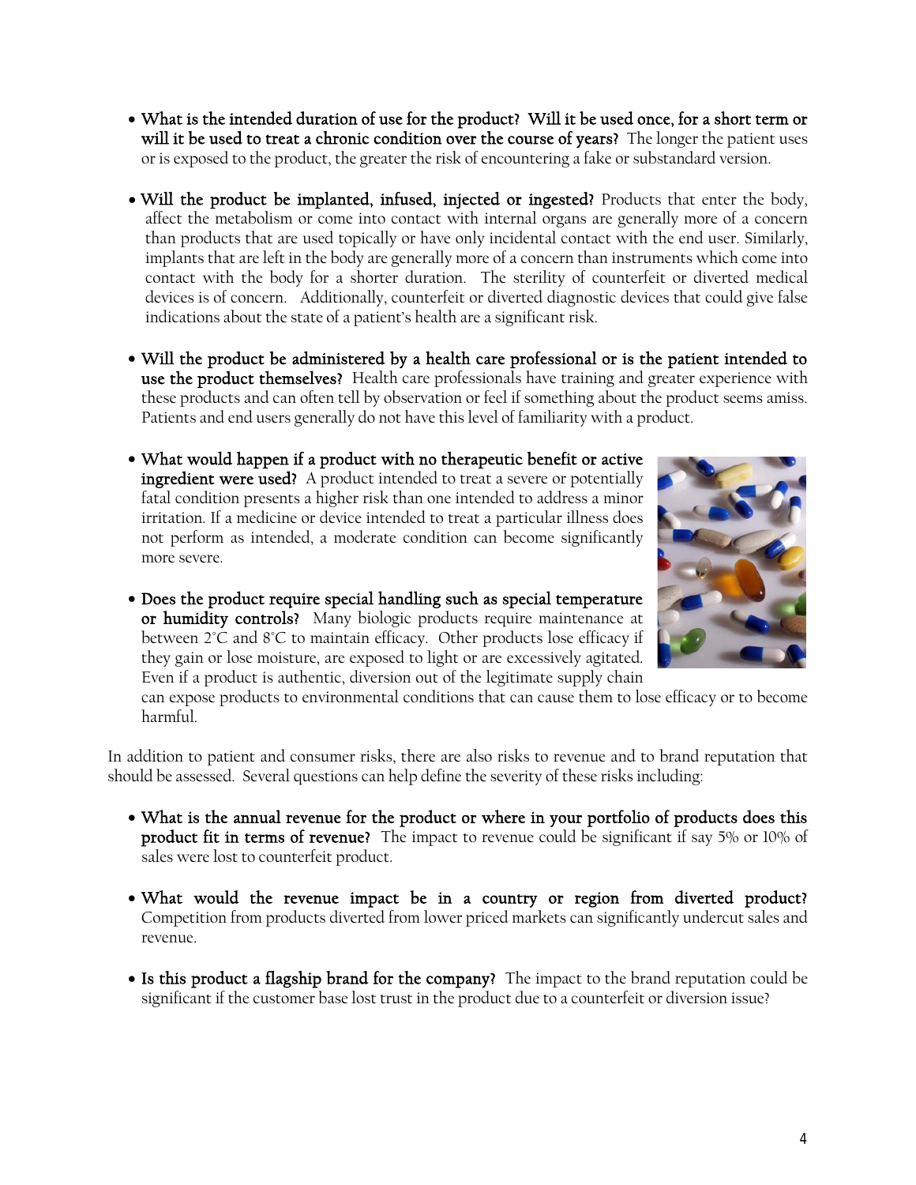- **What is the intended duration of use for the product? Will it be used once, for a short term or will it be used to treat a chronic condition over the course of years?** The longer the patient uses or is exposed to the product, the greater the risk of encountering a fake or substandard version.

- **Will the product be implanted, infused, injected or ingested?** Products that enter the body, affect the metabolism or come into contact with internal organs are generally more of a concern than products that are used topically or have only incidental contact with the end user. Similarly, implants that are left in the body are generally more of a concern than instruments which come into contact with the body for a shorter duration. The sterility of counterfeit or diverted medical devices is of concern. Additionally, counterfeit or diverted diagnostic devices that could give false indications about the state of a patient's health are a significant risk.

- **Will the product be administered by a health care professional or is the patient intended to use the product themselves?** Health care professionals have training and greater experience with these products and can often tell by observation or feel if something about the product seems amiss. Patients and end users generally do not have this level of familiarity with a product.

- **What would happen if a product with no therapeutic benefit or active ingredient were used?** A product intended to treat a severe or potentially fatal condition presents a higher risk than one intended to address a minor irritation. If a medicine or device intended to treat a particular illness does not perform as intended, a moderate condition can become significantly more severe.

- **Does the product require special handling such as special temperature or humidity controls?** Many biologic products require maintenance at between 2°C and 8°C to maintain efficacy. Other products lose efficacy if they gain or lose moisture, are exposed to light or are excessively agitated. Even if a product is authentic, diversion out of the legitimate supply chain can expose products to environmental conditions that can cause them to lose efficacy or to become harmful.

In addition to patient and consumer risks, there are also risks to revenue and to brand reputation that should be assessed. Several questions can help define the severity of these risks including:

- **What is the annual revenue for the product or where in your portfolio of products does this product fit in terms of revenue?** The impact to revenue could be significant if say 5% or 10% of sales were lost to counterfeit product.

- **What would the revenue impact be in a country or region from diverted product?** Competition from products diverted from lower priced markets can significantly undercut sales and revenue.

- **Is this product a flagship brand for the company?** The impact to the brand reputation could be significant if the customer base lost trust in the product due to a counterfeit or diversion issue?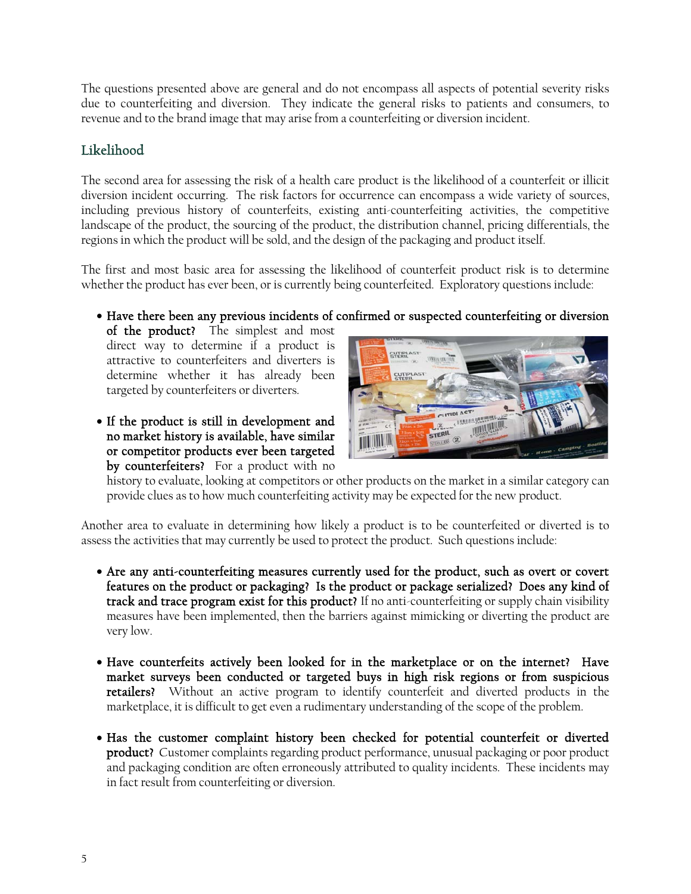The questions presented above are general and do not encompass all aspects of potential severity risks due to counterfeiting and diversion. They indicate the general risks to patients and consumers, to revenue and to the brand image that may arise from a counterfeiting or diversion incident.

## Likelihood

The second area for assessing the risk of a health care product is the likelihood of a counterfeit or illicit diversion incident occurring. The risk factors for occurrence can encompass a wide variety of sources, including previous history of counterfeits, existing anti-counterfeiting activities, the competitive landscape of the product, the sourcing of the product, the distribution channel, pricing differentials, the regions in which the product will be sold, and the design of the packaging and product itself.

The first and most basic area for assessing the likelihood of counterfeit product risk is to determine whether the product has ever been, or is currently being counterfeited. Exploratory questions include:

- **Have there been any previous incidents of confirmed or suspected counterfeiting or diversion of the product?** The simplest and most direct way to determine if a product is attractive to counterfeiters and diverters is determine whether it has already been targeted by counterfeiters or diverters.

- **If the product is still in development and no market history is available, have similar or competitor products ever been targeted by counterfeiters?** For a product with no history to evaluate, looking at competitors or other products on the market in a similar category can provide clues as to how much counterfeiting activity may be expected for the new product.

Another area to evaluate in determining how likely a product is to be counterfeited or diverted is to assess the activities that may currently be used to protect the product. Such questions include:

- **Are any anti-counterfeiting measures currently used for the product, such as overt or covert features on the product or packaging? Is the product or package serialized? Does any kind of track and trace program exist for this product?** If no anti-counterfeiting or supply chain visibility measures have been implemented, then the barriers against mimicking or diverting the product are very low.

- **Have counterfeits actively been looked for in the marketplace or on the internet? Have market surveys been conducted or targeted buys in high risk regions or from suspicious retailers?** Without an active program to identify counterfeit and diverted products in the marketplace, it is difficult to get even a rudimentary understanding of the scope of the problem.

- **Has the customer complaint history been checked for potential counterfeit or diverted product?** Customer complaints regarding product performance, unusual packaging or poor product and packaging condition are often erroneously attributed to quality incidents. These incidents may in fact result from counterfeiting or diversion.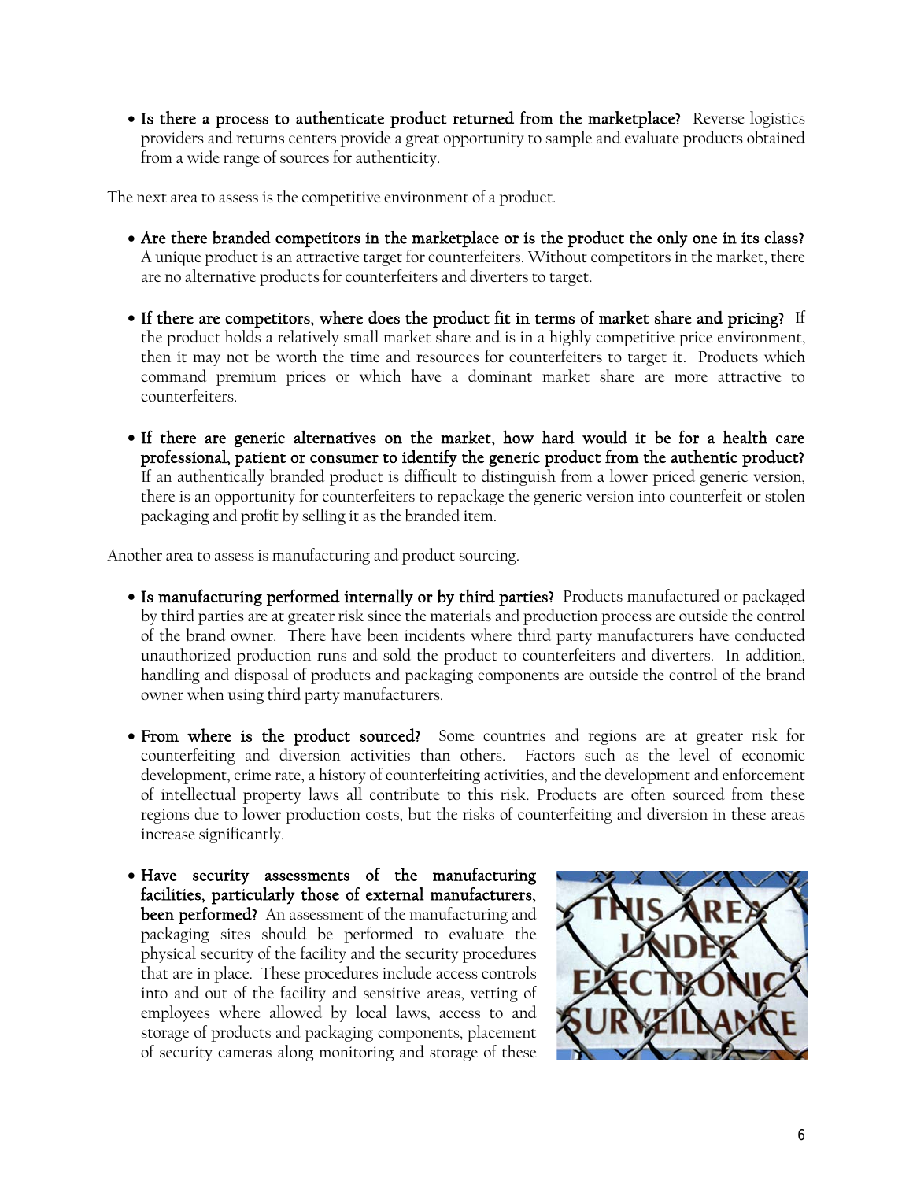- **Is there a process to authenticate product returned from the marketplace?** Reverse logistics providers and returns centers provide a great opportunity to sample and evaluate products obtained from a wide range of sources for authenticity.

The next area to assess is the competitive environment of a product.

- **Are there branded competitors in the marketplace or is the product the only one in its class?** A unique product is an attractive target for counterfeiters. Without competitors in the market, there are no alternative products for counterfeiters and diverters to target.

- **If there are competitors, where does the product fit in terms of market share and pricing?** If the product holds a relatively small market share and is in a highly competitive price environment, then it may not be worth the time and resources for counterfeiters to target it. Products which command premium prices or which have a dominant market share are more attractive to counterfeiters.

- **If there are generic alternatives on the market, how hard would it be for a health care professional, patient or consumer to identify the generic product from the authentic product?** If an authentically branded product is difficult to distinguish from a lower priced generic version, there is an opportunity for counterfeiters to repackage the generic version into counterfeit or stolen packaging and profit by selling it as the branded item.

Another area to assess is manufacturing and product sourcing.

- **Is manufacturing performed internally or by third parties?** Products manufactured or packaged by third parties are at greater risk since the materials and production process are outside the control of the brand owner. There have been incidents where third party manufacturers have conducted unauthorized production runs and sold the product to counterfeiters and diverters. In addition, handling and disposal of products and packaging components are outside the control of the brand owner when using third party manufacturers.

- **From where is the product sourced?** Some countries and regions are at greater risk for counterfeiting and diversion activities than others. Factors such as the level of economic development, crime rate, a history of counterfeiting activities, and the development and enforcement of intellectual property laws all contribute to this risk. Products are often sourced from these regions due to lower production costs, but the risks of counterfeiting and diversion in these areas increase significantly.

- **Have security assessments of the manufacturing facilities, particularly those of external manufacturers, been performed?** An assessment of the manufacturing and packaging sites should be performed to evaluate the physical security of the facility and the security procedures that are in place. These procedures include access controls into and out of the facility and sensitive areas, vetting of employees where allowed by local laws, access to and storage of products and packaging components, placement of security cameras along monitoring and storage of these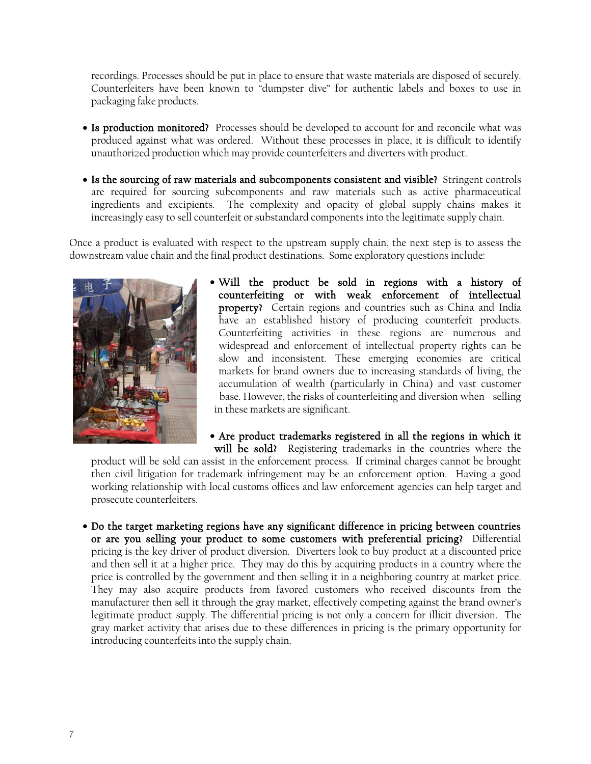recordings. Processes should be put in place to ensure that waste materials are disposed of securely. Counterfeiters have been known to "dumpster dive" for authentic labels and boxes to use in packaging fake products.

- **Is production monitored?** Processes should be developed to account for and reconcile what was produced against what was ordered. Without these processes in place, it is difficult to identify unauthorized production which may provide counterfeiters and diverters with product.

- **Is the sourcing of raw materials and subcomponents consistent and visible?** Stringent controls are required for sourcing subcomponents and raw materials such as active pharmaceutical ingredients and excipients. The complexity and opacity of global supply chains makes it increasingly easy to sell counterfeit or substandard components into the legitimate supply chain.

Once a product is evaluated with respect to the upstream supply chain, the next step is to assess the downstream value chain and the final product destinations. Some exploratory questions include:

- **Will the product be sold in regions with a history of counterfeiting or with weak enforcement of intellectual property?** Certain regions and countries such as China and India have an established history of producing counterfeit products. Counterfeiting activities in these regions are numerous and widespread and enforcement of intellectual property rights can be slow and inconsistent. These emerging economies are critical markets for brand owners due to increasing standards of living, the accumulation of wealth (particularly in China) and vast customer base. However, the risks of counterfeiting and diversion when selling in these markets are significant.

- **Are product trademarks registered in all the regions in which it will be sold?** Registering trademarks in the countries where the product will be sold can assist in the enforcement process. If criminal charges cannot be brought then civil litigation for trademark infringement may be an enforcement option. Having a good working relationship with local customs offices and law enforcement agencies can help target and prosecute counterfeiters.

- **Do the target marketing regions have any significant difference in pricing between countries or are you selling your product to some customers with preferential pricing?** Differential pricing is the key driver of product diversion. Diverters look to buy product at a discounted price and then sell it at a higher price. They may do this by acquiring products in a country where the price is controlled by the government and then selling it in a neighboring country at market price. They may also acquire products from favored customers who received discounts from the manufacturer then sell it through the gray market, effectively competing against the brand owner's legitimate product supply. The differential pricing is not only a concern for illicit diversion. The gray market activity that arises due to these differences in pricing is the primary opportunity for introducing counterfeits into the supply chain.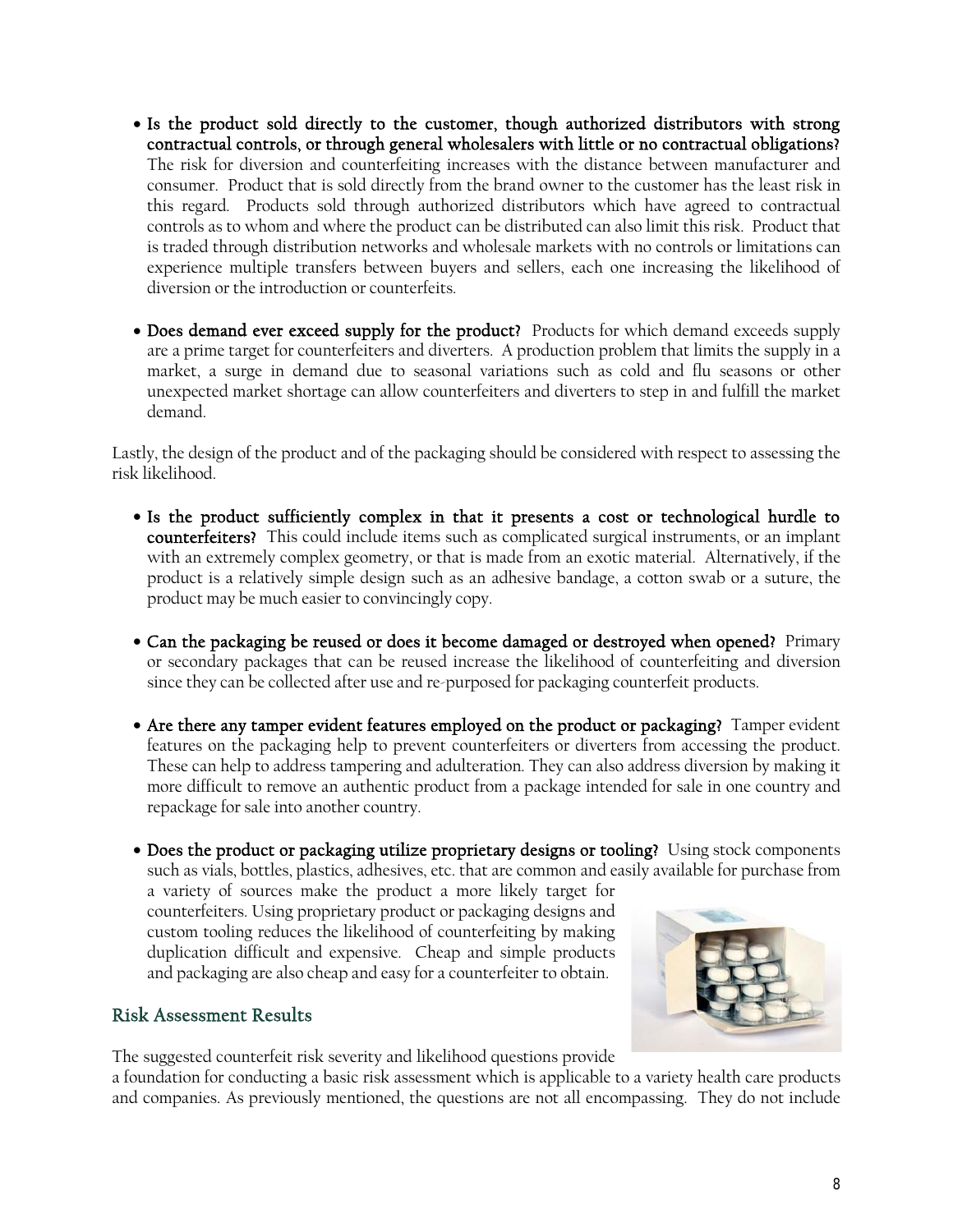- **Is the product sold directly to the customer, though authorized distributors with strong contractual controls, or through general wholesalers with little or no contractual obligations?** The risk for diversion and counterfeiting increases with the distance between manufacturer and consumer. Product that is sold directly from the brand owner to the customer has the least risk in this regard. Products sold through authorized distributors which have agreed to contractual controls as to whom and where the product can be distributed can also limit this risk. Product that is traded through distribution networks and wholesale markets with no controls or limitations can experience multiple transfers between buyers and sellers, each one increasing the likelihood of diversion or the introduction or counterfeits.

- **Does demand ever exceed supply for the product?** Products for which demand exceeds supply are a prime target for counterfeiters and diverters. A production problem that limits the supply in a market, a surge in demand due to seasonal variations such as cold and flu seasons or other unexpected market shortage can allow counterfeiters and diverters to step in and fulfill the market demand.

Lastly, the design of the product and of the packaging should be considered with respect to assessing the risk likelihood.

- **Is the product sufficiently complex in that it presents a cost or technological hurdle to counterfeiters?** This could include items such as complicated surgical instruments, or an implant with an extremely complex geometry, or that is made from an exotic material. Alternatively, if the product is a relatively simple design such as an adhesive bandage, a cotton swab or a suture, the product may be much easier to convincingly copy.

- **Can the packaging be reused or does it become damaged or destroyed when opened?** Primary or secondary packages that can be reused increase the likelihood of counterfeiting and diversion since they can be collected after use and re-purposed for packaging counterfeit products.

- **Are there any tamper evident features employed on the product or packaging?** Tamper evident features on the packaging help to prevent counterfeiters or diverters from accessing the product. These can help to address tampering and adulteration. They can also address diversion by making it more difficult to remove an authentic product from a package intended for sale in one country and repackage for sale into another country.

- **Does the product or packaging utilize proprietary designs or tooling?** Using stock components such as vials, bottles, plastics, adhesives, etc. that are common and easily available for purchase from a variety of sources make the product a more likely target for counterfeiters. Using proprietary product or packaging designs and custom tooling reduces the likelihood of counterfeiting by making duplication difficult and expensive. Cheap and simple products and packaging are also cheap and easy for a counterfeiter to obtain.

## Risk Assessment Results

The suggested counterfeit risk severity and likelihood questions provide a foundation for conducting a basic risk assessment which is applicable to a variety health care products and companies. As previously mentioned, the questions are not all encompassing. They do not include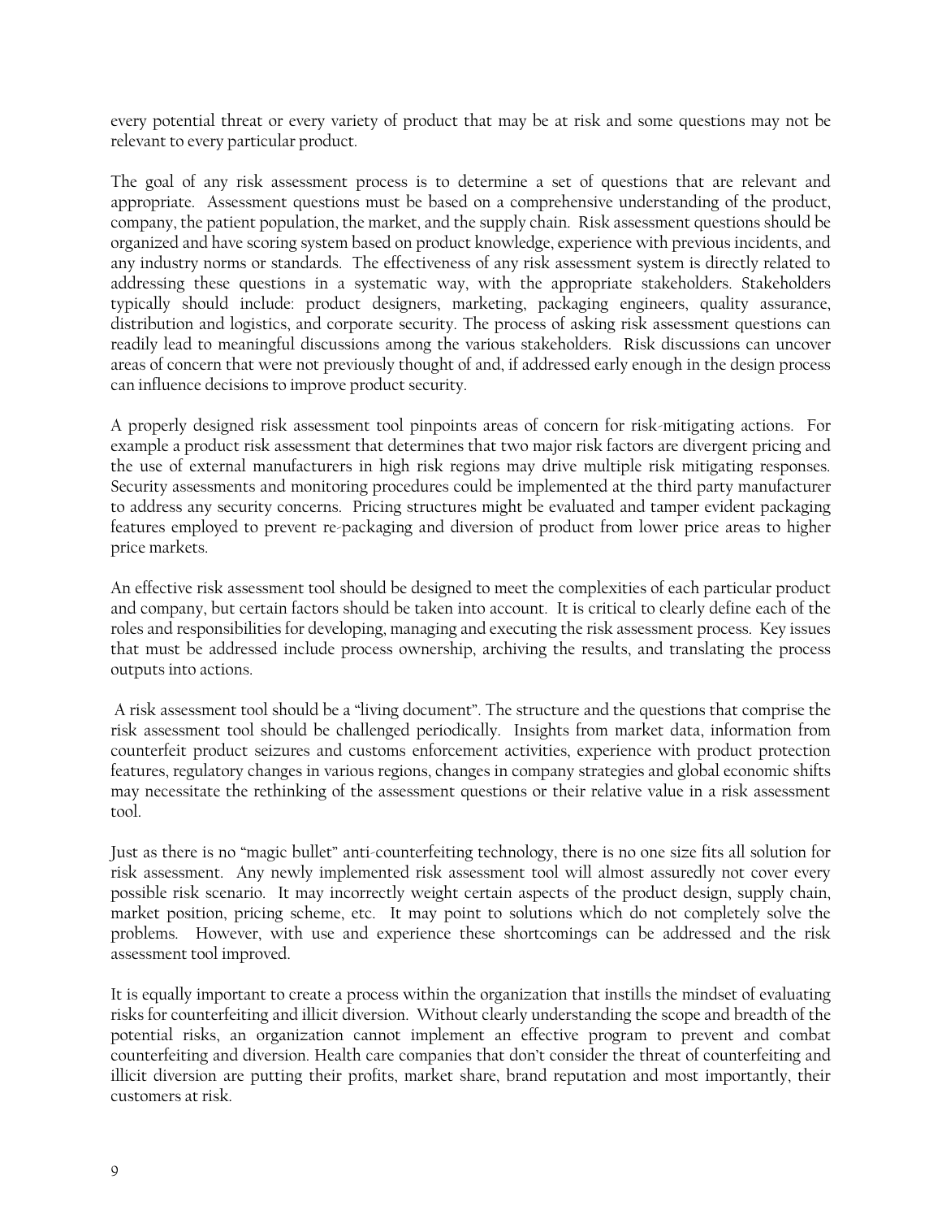every potential threat or every variety of product that may be at risk and some questions may not be relevant to every particular product.

The goal of any risk assessment process is to determine a set of questions that are relevant and appropriate. Assessment questions must be based on a comprehensive understanding of the product, company, the patient population, the market, and the supply chain. Risk assessment questions should be organized and have scoring system based on product knowledge, experience with previous incidents, and any industry norms or standards. The effectiveness of any risk assessment system is directly related to addressing these questions in a systematic way, with the appropriate stakeholders. Stakeholders typically should include: product designers, marketing, packaging engineers, quality assurance, distribution and logistics, and corporate security. The process of asking risk assessment questions can readily lead to meaningful discussions among the various stakeholders. Risk discussions can uncover areas of concern that were not previously thought of and, if addressed early enough in the design process can influence decisions to improve product security.

A properly designed risk assessment tool pinpoints areas of concern for risk-mitigating actions. For example a product risk assessment that determines that two major risk factors are divergent pricing and the use of external manufacturers in high risk regions may drive multiple risk mitigating responses. Security assessments and monitoring procedures could be implemented at the third party manufacturer to address any security concerns. Pricing structures might be evaluated and tamper evident packaging features employed to prevent re-packaging and diversion of product from lower price areas to higher price markets.

An effective risk assessment tool should be designed to meet the complexities of each particular product and company, but certain factors should be taken into account. It is critical to clearly define each of the roles and responsibilities for developing, managing and executing the risk assessment process. Key issues that must be addressed include process ownership, archiving the results, and translating the process outputs into actions.

A risk assessment tool should be a "living document". The structure and the questions that comprise the risk assessment tool should be challenged periodically. Insights from market data, information from counterfeit product seizures and customs enforcement activities, experience with product protection features, regulatory changes in various regions, changes in company strategies and global economic shifts may necessitate the rethinking of the assessment questions or their relative value in a risk assessment tool.

Just as there is no "magic bullet" anti-counterfeiting technology, there is no one size fits all solution for risk assessment. Any newly implemented risk assessment tool will almost assuredly not cover every possible risk scenario. It may incorrectly weight certain aspects of the product design, supply chain, market position, pricing scheme, etc. It may point to solutions which do not completely solve the problems. However, with use and experience these shortcomings can be addressed and the risk assessment tool improved.

It is equally important to create a process within the organization that instills the mindset of evaluating risks for counterfeiting and illicit diversion. Without clearly understanding the scope and breadth of the potential risks, an organization cannot implement an effective program to prevent and combat counterfeiting and diversion. Health care companies that don't consider the threat of counterfeiting and illicit diversion are putting their profits, market share, brand reputation and most importantly, their customers at risk.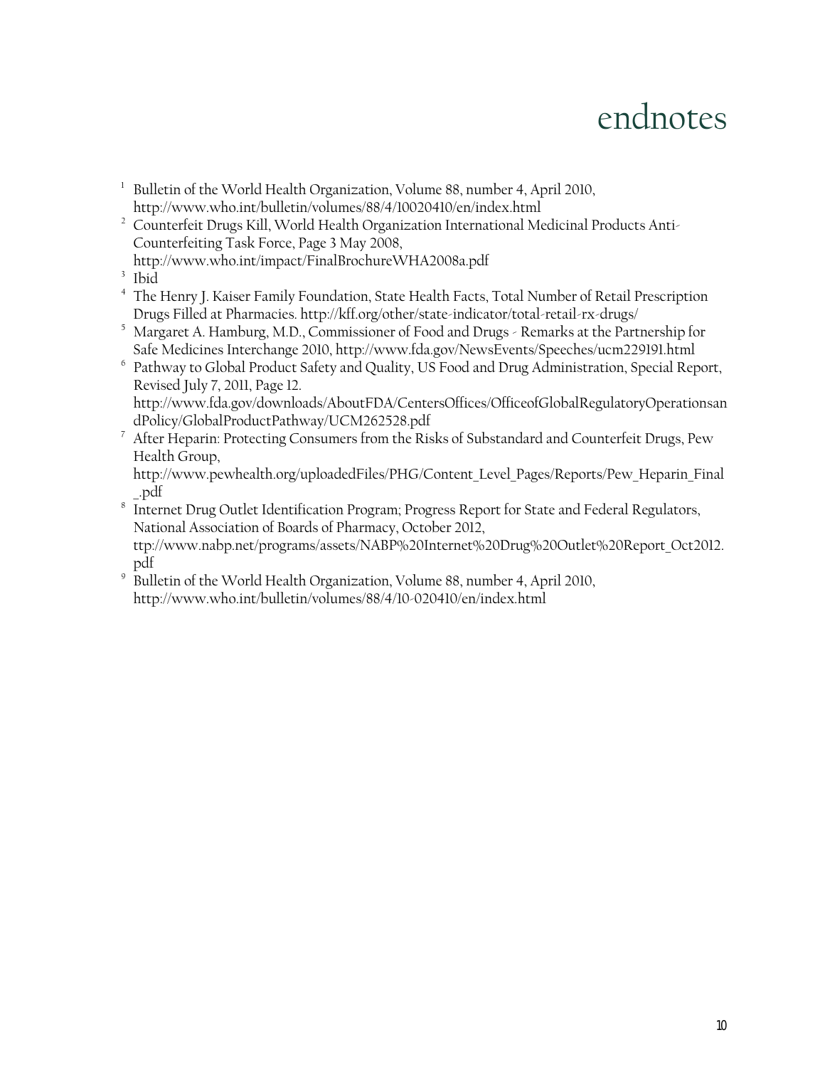# endnotes

1. Bulletin of the World Health Organization, Volume 88, number 4, April 2010, http://www.who.int/bulletin/volumes/88/4/10020410/en/index.html
2. Counterfeit Drugs Kill, World Health Organization International Medicinal Products Anti-Counterfeiting Task Force, Page 3 May 2008, http://www.who.int/impact/FinalBrochureWHA2008a.pdf
3. Ibid
4. The Henry J. Kaiser Family Foundation, State Health Facts, Total Number of Retail Prescription Drugs Filled at Pharmacies. http://kff.org/other/state-indicator/total-retail-rx-drugs/
5. Margaret A. Hamburg, M.D., Commissioner of Food and Drugs - Remarks at the Partnership for Safe Medicines Interchange 2010, http://www.fda.gov/NewsEvents/Speeches/ucm229191.html
6. Pathway to Global Product Safety and Quality, US Food and Drug Administration, Special Report, Revised July 7, 2011, Page 12. http://www.fda.gov/downloads/AboutFDA/CentersOffices/OfficeofGlobalRegulatoryOperationsandPolicy/GlobalProductPathway/UCM262528.pdf
7. After Heparin: Protecting Consumers from the Risks of Substandard and Counterfeit Drugs, Pew Health Group, http://www.pewhealth.org/uploadedFiles/PHG/Content_Level_Pages/Reports/Pew_Heparin_Final_.pdf
8. Internet Drug Outlet Identification Program; Progress Report for State and Federal Regulators, National Association of Boards of Pharmacy, October 2012, ttp://www.nabp.net/programs/assets/NABP%20Internet%20Drug%20Outlet%20Report_Oct2012.pdf
9. Bulletin of the World Health Organization, Volume 88, number 4, April 2010, http://www.who.int/bulletin/volumes/88/4/10-020410/en/index.html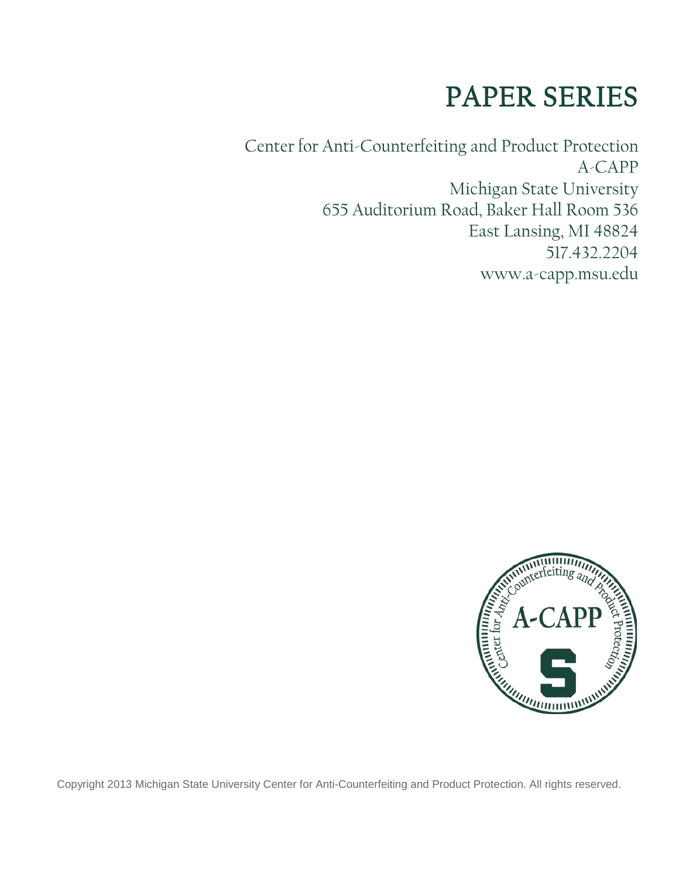# PAPER SERIES

Center for Anti-Counterfeiting and Product Protection
A-CAPP
Michigan State University
655 Auditorium Road, Baker Hall Room 536
East Lansing, MI 48824
517.432.2204
www.a-capp.msu.edu

Copyright 2013 Michigan State University Center for Anti-Counterfeiting and Product Protection. All rights reserved.